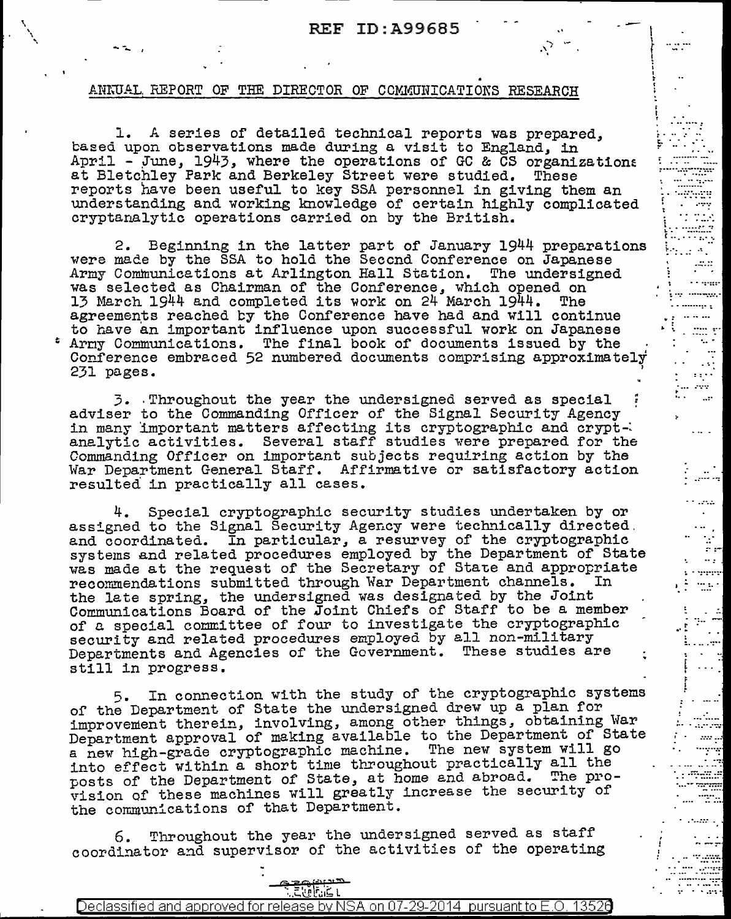## ANNUAL REPORT OF THE DIRECTOR OF COMMUNICATIONS RESEARCH

1. A series of detailed technical reports was prepared, based upon observations made during a visit to England, in April - June, 1943, where the operations of GC & CS organizations at Bletchley Park and Berkeley Street were studied. These reports have been useful to key SSA personnel in giving them an understanding and working knowledge of certain highly complicated cryptanalytic operations carried on by the British.

2. Beginning in the latter part of January 1944 preparations were made by the SSA to hold the Second Conference on Japanese Army Communications at Arlington Hall Station. The undersigned was selected as Chairman of the Conference, which opened on 13 March 1944 and completed its work on 24 March 1944. The agreements reached by the Conference have had and will continue to have an important influence upon successful work on Japanese Army Communications. The final book of documents issued by the Conference embraced 52 numbered documents comprising approximately 231 pages.

3. Throughout the year the undersigned served as special adviser to the Commanding Officer of the Signal Security Agency in many important matters affecting its cryptographic and cryptanalytic activities. Several staff studies were prepared for the Commanding Officer on important subjects requiring action by the War Department General Staff. Affirmative or satisfactory action resulted in practically all cases.

4. Special cryptographic security studies undertaken by or assigned to the Signal Security Agency were technically directed and coordinated. In particular, a resurvey of the cryptographic systems and related procedures employed by the Department of State was made at the request of the Secretary of State and appropriate recommendations submitted through War Department channels. In the late spring, the undersigned was designated by the Joint Communications Board of the Joint Chiefs of Staff to be a member of a special committee of four to investigate the cryptographic security and related procedures employed by all non-military Departments and Agencies of the Government. These studies are still in progress.

5. In connection with the study of the cryptographic systems of the Department of State the undersigned drew up a plan for improvement therein, involving, among other things, obtaining War Department approval of making available to the Department of State a new high-grade cryptographic machine. The new system will go into effect within a short time throughout practically all the posts of the Department of State, at home and abroad. The provision of these machines will greatly increase the security of the communications of that Department.

6. Throughout the year the undersigned served as staff coordinator and supervisor of the activities of the operating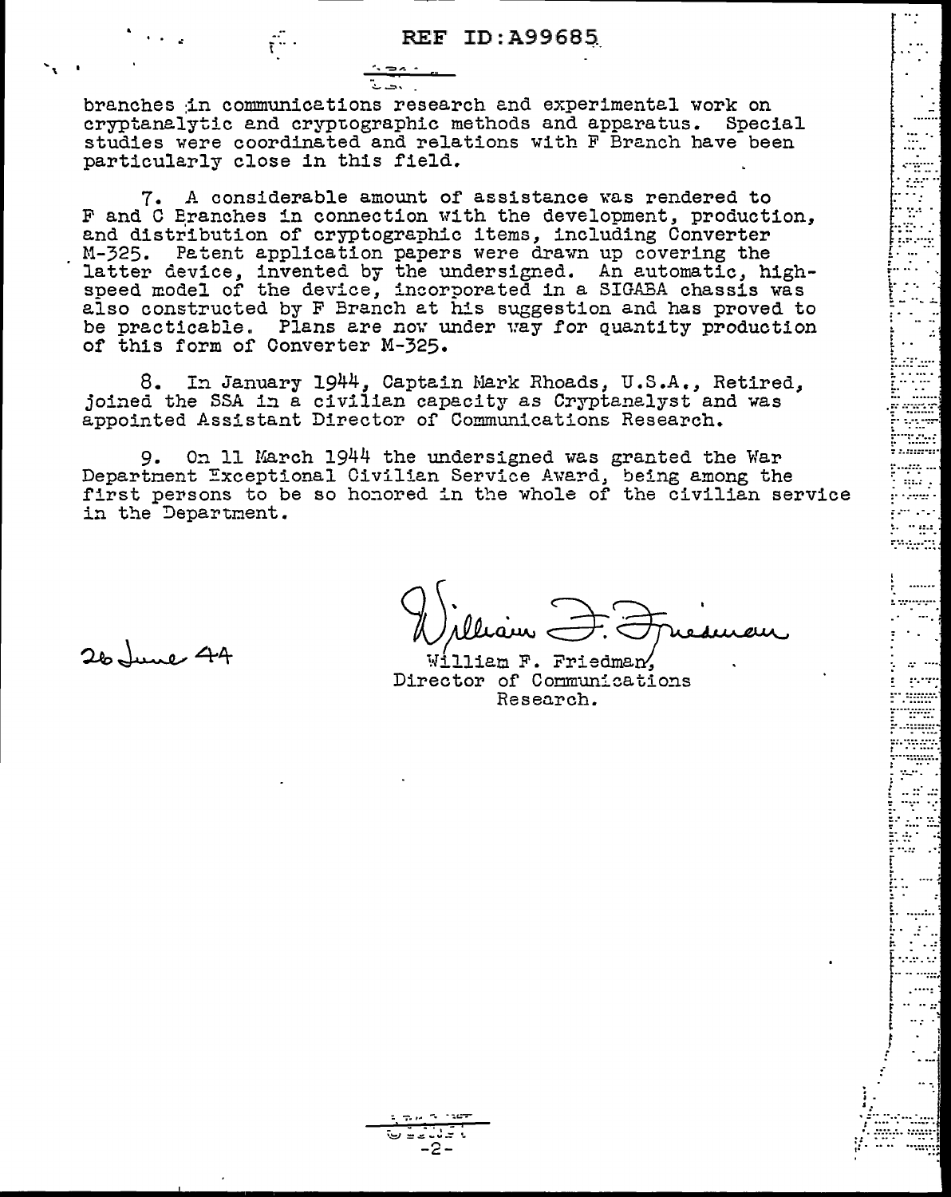branches in communications research and experimental work on cryptanalytic and cryptographic methods and apparatus. Special studies were coordinated and relations with F Branch have been particularly close in this field.

7. A considerable amount of assistance was rendered to F and C Branches in connection with the development, production, and distribution of cryptographic items, including Converter M-325. Patent application papers were drawn up covering the latter device, invented by the undersigned. An automatic, high-speed model of the device, incorporated in a SIGABA chassis was also constructed by F Branch at his suggestion and has proved to be practicable. Plans are now under way for quantity production of this form of Converter M-325.

8. In January 1944, Captain Mark Rhoads, U.S.A., Retired, joined the SSA in a civilian capacity as Cryptanalyst and was appointed Assistant Director of Communications Research.

9. On 11 March 1944 the undersigned was granted the War Department Exceptional Civilian Service Award, being among the first persons to be so honored in the whole of the civilian service in the Department.

26 June 44

William F. Friedman
William F. Friedman,
Director of Communications
Research.